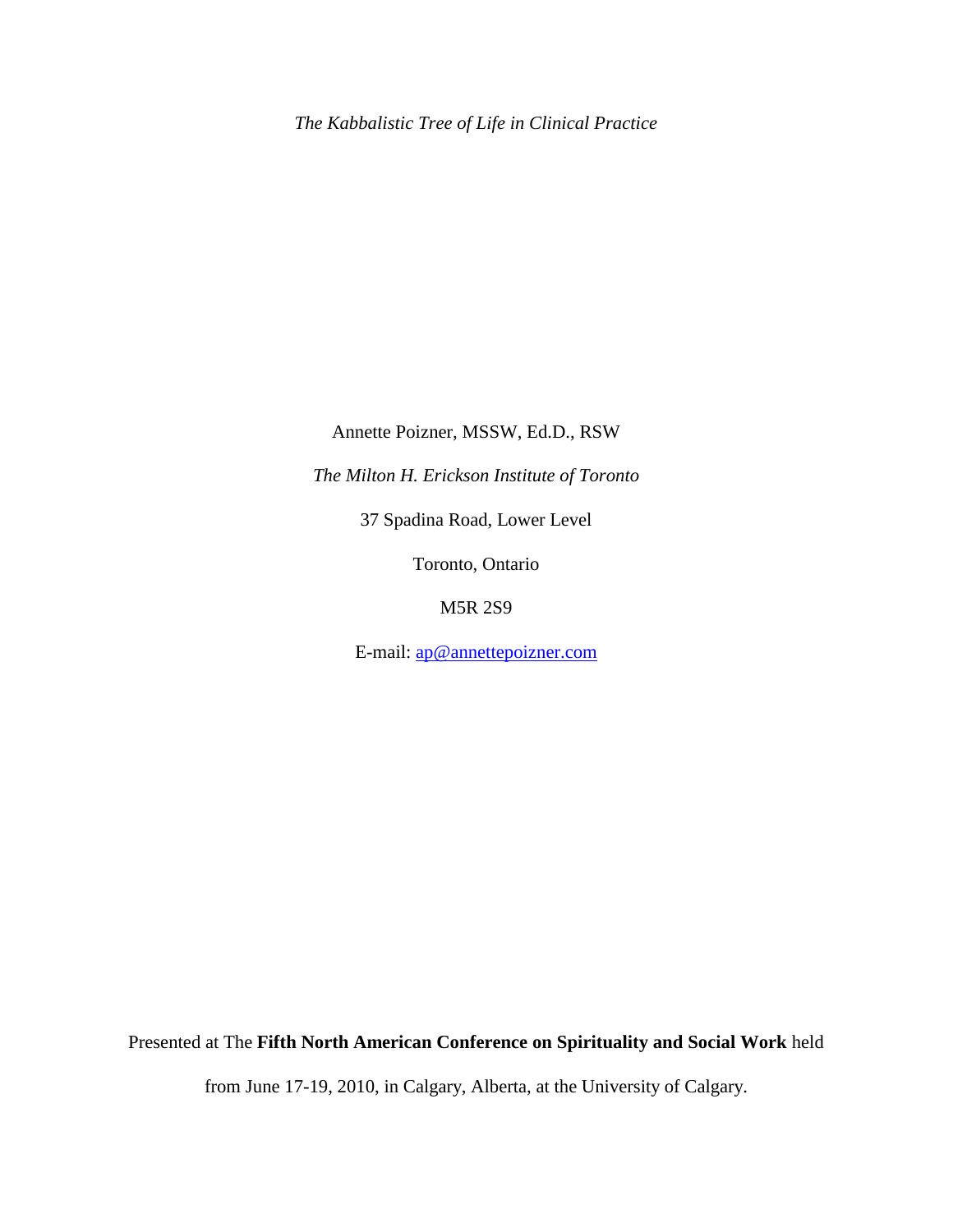*The Kabbalistic Tree of Life in Clinical Practice*

Annette Poizner, MSSW, Ed.D., RSW

*The Milton H. Erickson Institute of Toronto*

37 Spadina Road, Lower Level

Toronto, Ontario

M5R 2S9

E-mail: ap@annettepoizner.com

Presented at The **Fifth North American Conference on Spirituality and Social Work** held from June 17-19, 2010, in Calgary, Alberta, at the University of Calgary.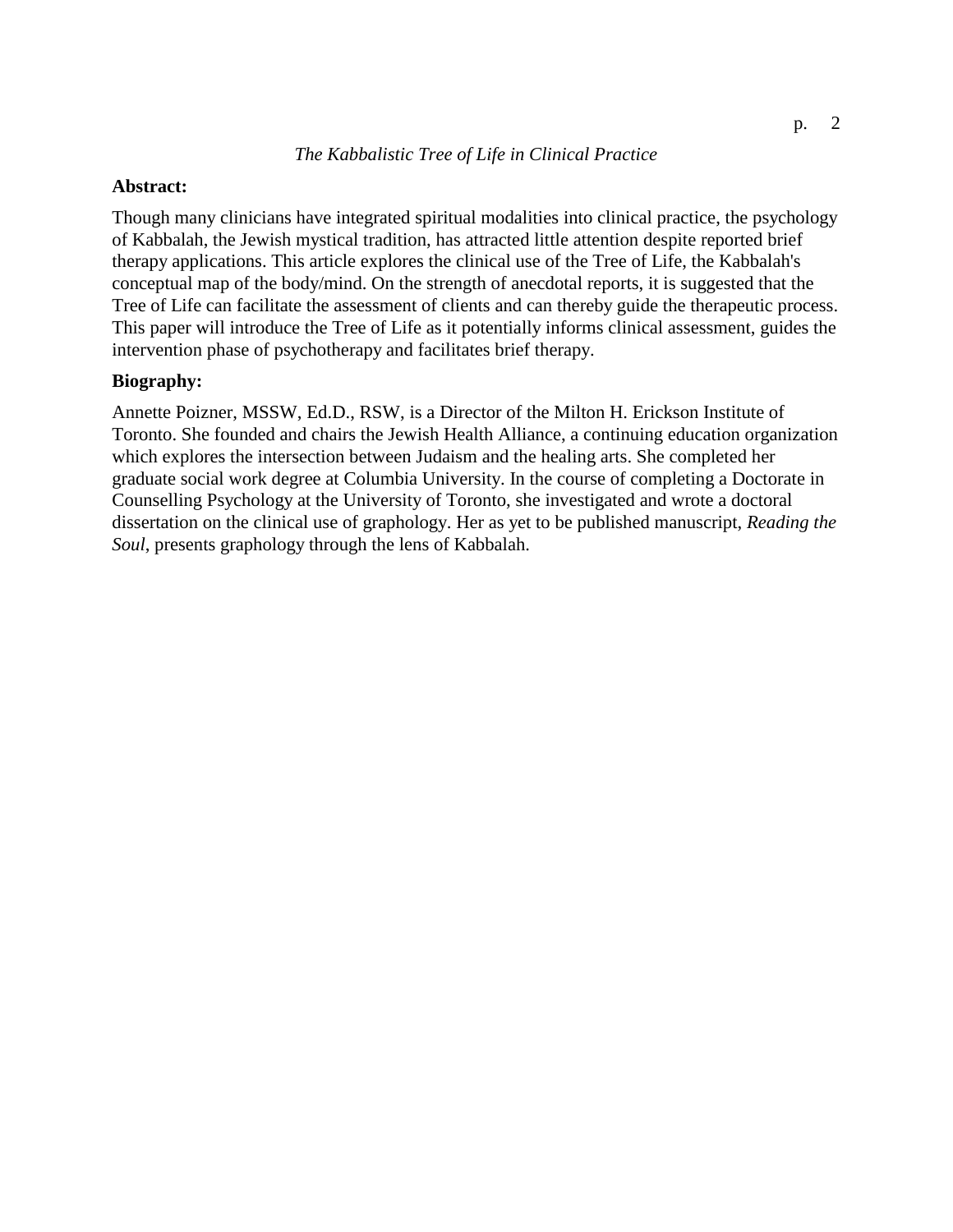*The Kabbalistic Tree of Life in Clinical Practice*

**Abstract:**

Though many clinicians have integrated spiritual modalities into clinical practice, the psychology of Kabbalah, the Jewish mystical tradition, has attracted little attention despite reported brief therapy applications. This article explores the clinical use of the Tree of Life, the Kabbalah's conceptual map of the body/mind. On the strength of anecdotal reports, it is suggested that the Tree of Life can facilitate the assessment of clients and can thereby guide the therapeutic process. This paper will introduce the Tree of Life as it potentially informs clinical assessment, guides the intervention phase of psychotherapy and facilitates brief therapy.

**Biography:**

Annette Poizner, MSSW, Ed.D., RSW, is a Director of the Milton H. Erickson Institute of Toronto. She founded and chairs the Jewish Health Alliance, a continuing education organization which explores the intersection between Judaism and the healing arts. She completed her graduate social work degree at Columbia University. In the course of completing a Doctorate in Counselling Psychology at the University of Toronto, she investigated and wrote a doctoral dissertation on the clinical use of graphology. Her as yet to be published manuscript, *Reading the Soul*, presents graphology through the lens of Kabbalah.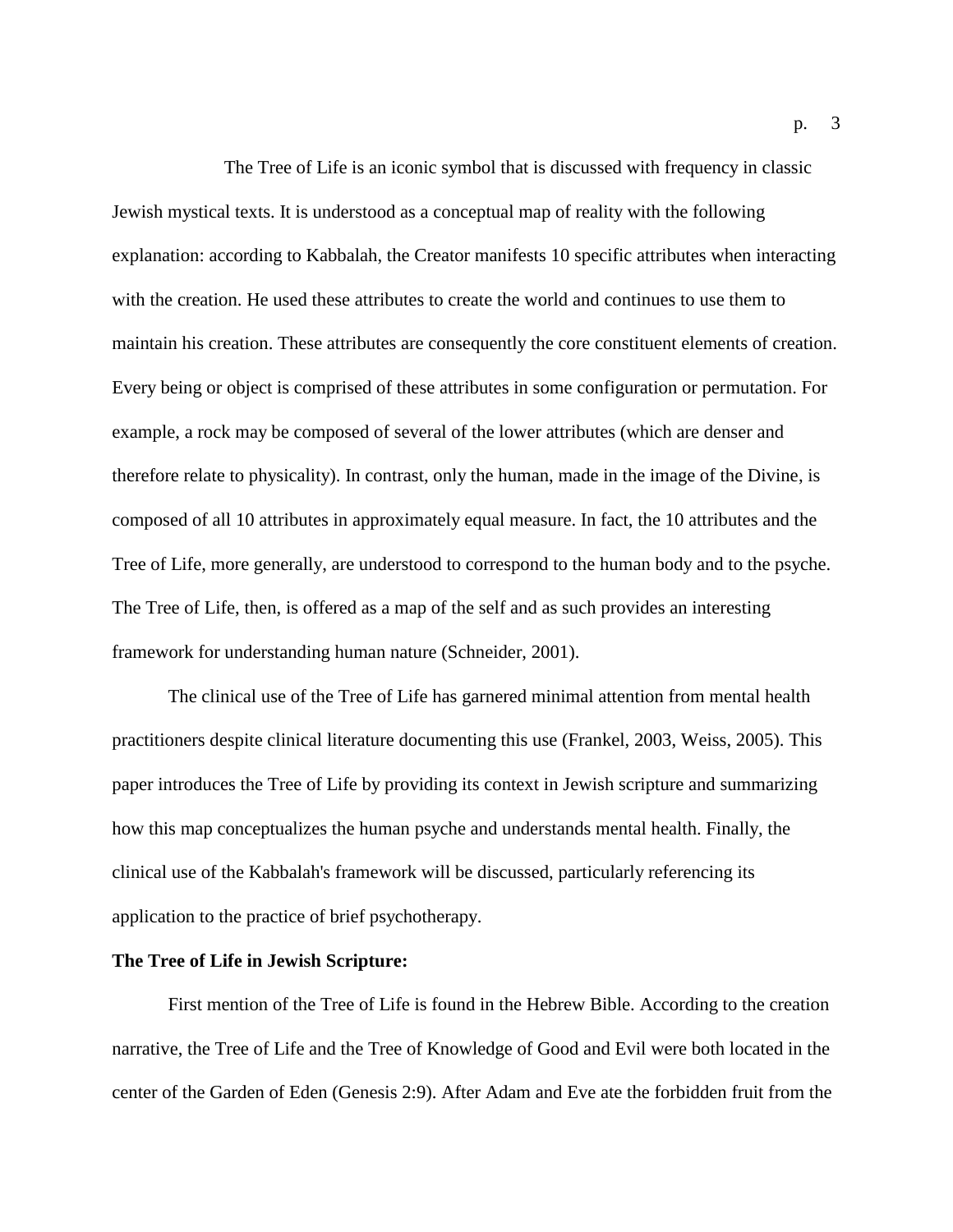The Tree of Life is an iconic symbol that is discussed with frequency in classic Jewish mystical texts. It is understood as a conceptual map of reality with the following explanation: according to Kabbalah, the Creator manifests 10 specific attributes when interacting with the creation. He used these attributes to create the world and continues to use them to maintain his creation. These attributes are consequently the core constituent elements of creation. Every being or object is comprised of these attributes in some configuration or permutation. For example, a rock may be composed of several of the lower attributes (which are denser and therefore relate to physicality). In contrast, only the human, made in the image of the Divine, is composed of all 10 attributes in approximately equal measure. In fact, the 10 attributes and the Tree of Life, more generally, are understood to correspond to the human body and to the psyche. The Tree of Life, then, is offered as a map of the self and as such provides an interesting framework for understanding human nature (Schneider, 2001).

The clinical use of the Tree of Life has garnered minimal attention from mental health practitioners despite clinical literature documenting this use (Frankel, 2003, Weiss, 2005). This paper introduces the Tree of Life by providing its context in Jewish scripture and summarizing how this map conceptualizes the human psyche and understands mental health. Finally, the clinical use of the Kabbalah's framework will be discussed, particularly referencing its application to the practice of brief psychotherapy.

**The Tree of Life in Jewish Scripture:**

First mention of the Tree of Life is found in the Hebrew Bible. According to the creation narrative, the Tree of Life and the Tree of Knowledge of Good and Evil were both located in the center of the Garden of Eden (Genesis 2:9). After Adam and Eve ate the forbidden fruit from the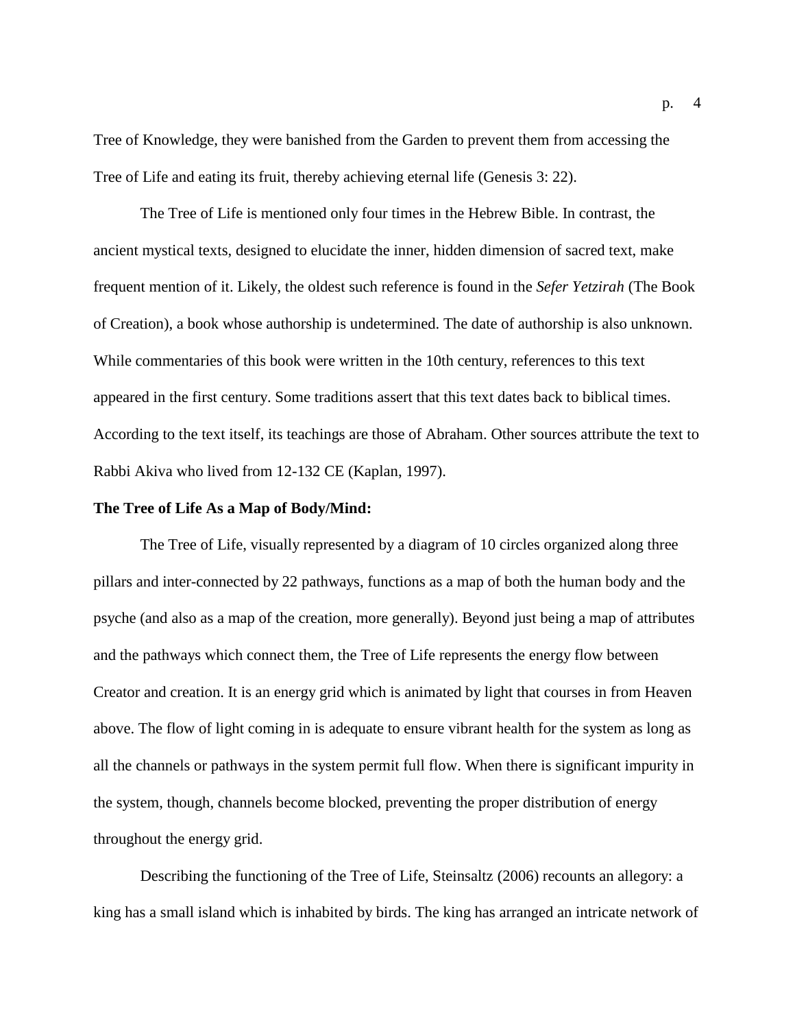Tree of Knowledge, they were banished from the Garden to prevent them from accessing the Tree of Life and eating its fruit, thereby achieving eternal life (Genesis 3: 22).

The Tree of Life is mentioned only four times in the Hebrew Bible. In contrast, the ancient mystical texts, designed to elucidate the inner, hidden dimension of sacred text, make frequent mention of it. Likely, the oldest such reference is found in the *Sefer Yetzirah* (The Book of Creation), a book whose authorship is undetermined. The date of authorship is also unknown. While commentaries of this book were written in the 10th century, references to this text appeared in the first century. Some traditions assert that this text dates back to biblical times. According to the text itself, its teachings are those of Abraham. Other sources attribute the text to Rabbi Akiva who lived from 12-132 CE (Kaplan, 1997).

**The Tree of Life As a Map of Body/Mind:**

The Tree of Life, visually represented by a diagram of 10 circles organized along three pillars and inter-connected by 22 pathways, functions as a map of both the human body and the psyche (and also as a map of the creation, more generally). Beyond just being a map of attributes and the pathways which connect them, the Tree of Life represents the energy flow between Creator and creation. It is an energy grid which is animated by light that courses in from Heaven above. The flow of light coming in is adequate to ensure vibrant health for the system as long as all the channels or pathways in the system permit full flow. When there is significant impurity in the system, though, channels become blocked, preventing the proper distribution of energy throughout the energy grid.

Describing the functioning of the Tree of Life, Steinsaltz (2006) recounts an allegory: a king has a small island which is inhabited by birds. The king has arranged an intricate network of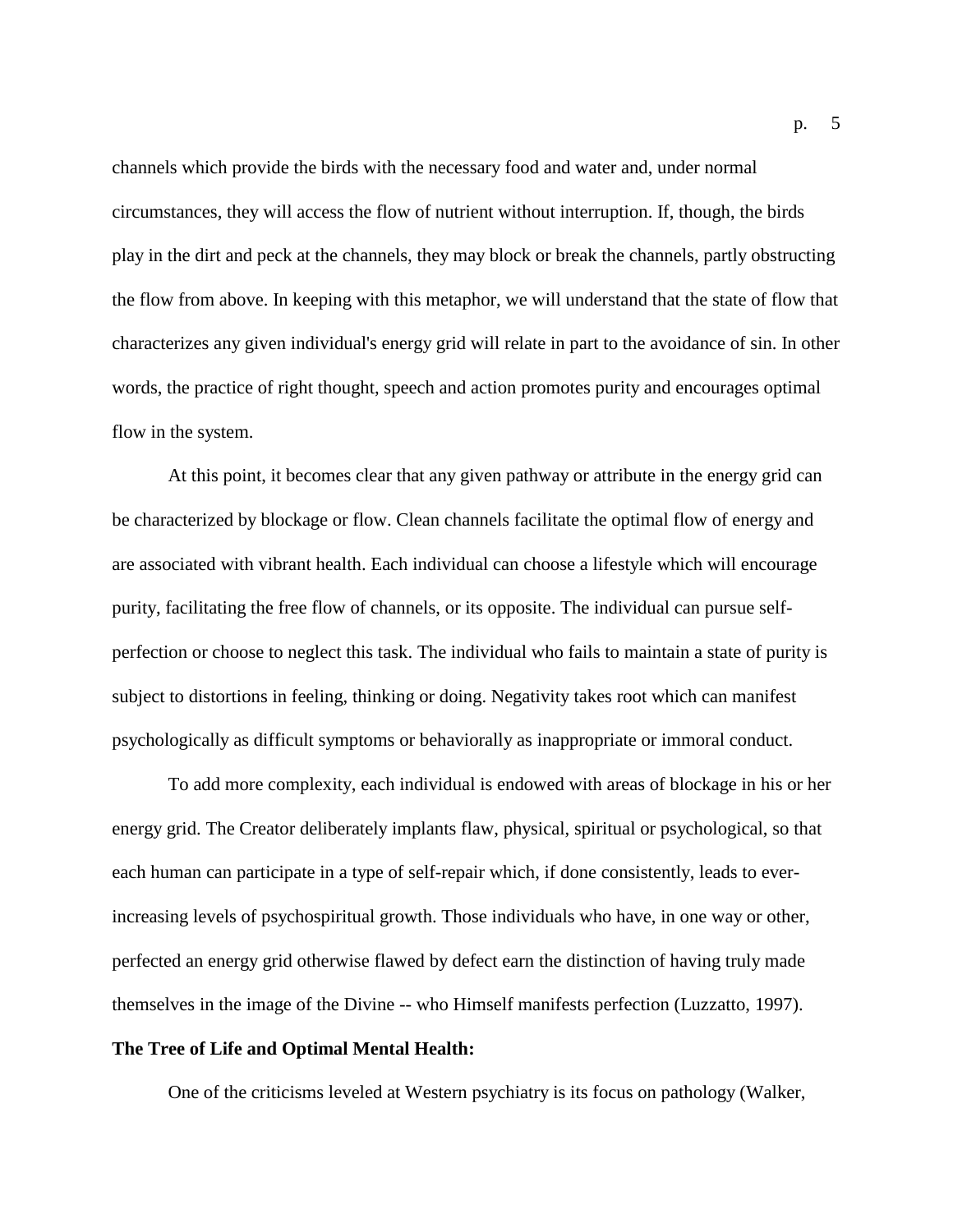channels which provide the birds with the necessary food and water and, under normal circumstances, they will access the flow of nutrient without interruption. If, though, the birds play in the dirt and peck at the channels, they may block or break the channels, partly obstructing the flow from above. In keeping with this metaphor, we will understand that the state of flow that characterizes any given individual's energy grid will relate in part to the avoidance of sin. In other words, the practice of right thought, speech and action promotes purity and encourages optimal flow in the system.

At this point, it becomes clear that any given pathway or attribute in the energy grid can be characterized by blockage or flow. Clean channels facilitate the optimal flow of energy and are associated with vibrant health. Each individual can choose a lifestyle which will encourage purity, facilitating the free flow of channels, or its opposite. The individual can pursue self-perfection or choose to neglect this task. The individual who fails to maintain a state of purity is subject to distortions in feeling, thinking or doing. Negativity takes root which can manifest psychologically as difficult symptoms or behaviorally as inappropriate or immoral conduct.

To add more complexity, each individual is endowed with areas of blockage in his or her energy grid. The Creator deliberately implants flaw, physical, spiritual or psychological, so that each human can participate in a type of self-repair which, if done consistently, leads to ever-increasing levels of psychospiritual growth. Those individuals who have, in one way or other, perfected an energy grid otherwise flawed by defect earn the distinction of having truly made themselves in the image of the Divine -- who Himself manifests perfection (Luzzatto, 1997).

**The Tree of Life and Optimal Mental Health:**

One of the criticisms leveled at Western psychiatry is its focus on pathology (Walker,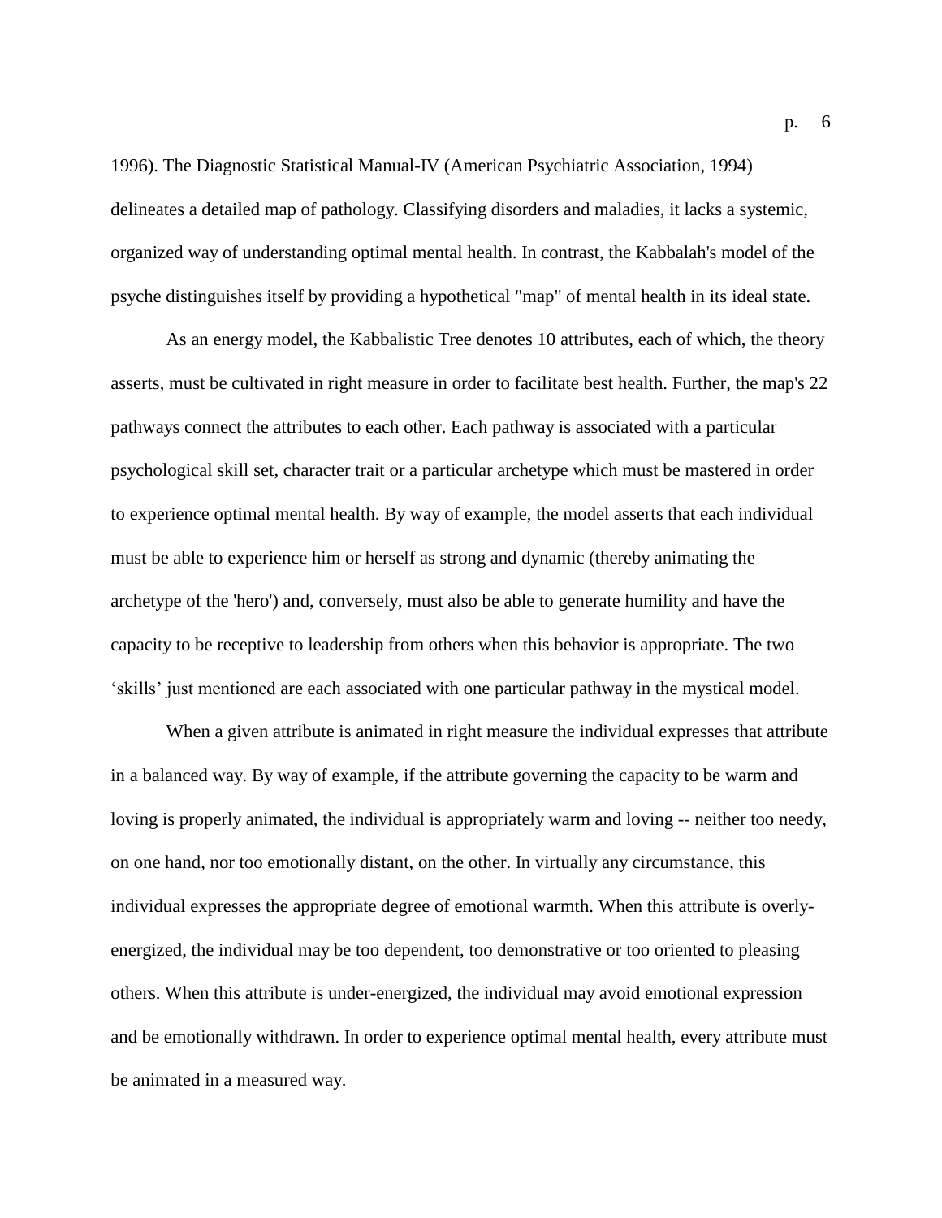1996). The Diagnostic Statistical Manual-IV (American Psychiatric Association, 1994) delineates a detailed map of pathology. Classifying disorders and maladies, it lacks a systemic, organized way of understanding optimal mental health. In contrast, the Kabbalah's model of the psyche distinguishes itself by providing a hypothetical "map" of mental health in its ideal state.

As an energy model, the Kabbalistic Tree denotes 10 attributes, each of which, the theory asserts, must be cultivated in right measure in order to facilitate best health. Further, the map's 22 pathways connect the attributes to each other. Each pathway is associated with a particular psychological skill set, character trait or a particular archetype which must be mastered in order to experience optimal mental health. By way of example, the model asserts that each individual must be able to experience him or herself as strong and dynamic (thereby animating the archetype of the 'hero') and, conversely, must also be able to generate humility and have the capacity to be receptive to leadership from others when this behavior is appropriate. The two ‘skills’ just mentioned are each associated with one particular pathway in the mystical model.

When a given attribute is animated in right measure the individual expresses that attribute in a balanced way. By way of example, if the attribute governing the capacity to be warm and loving is properly animated, the individual is appropriately warm and loving -- neither too needy, on one hand, nor too emotionally distant, on the other. In virtually any circumstance, this individual expresses the appropriate degree of emotional warmth. When this attribute is overly-energized, the individual may be too dependent, too demonstrative or too oriented to pleasing others. When this attribute is under-energized, the individual may avoid emotional expression and be emotionally withdrawn. In order to experience optimal mental health, every attribute must be animated in a measured way.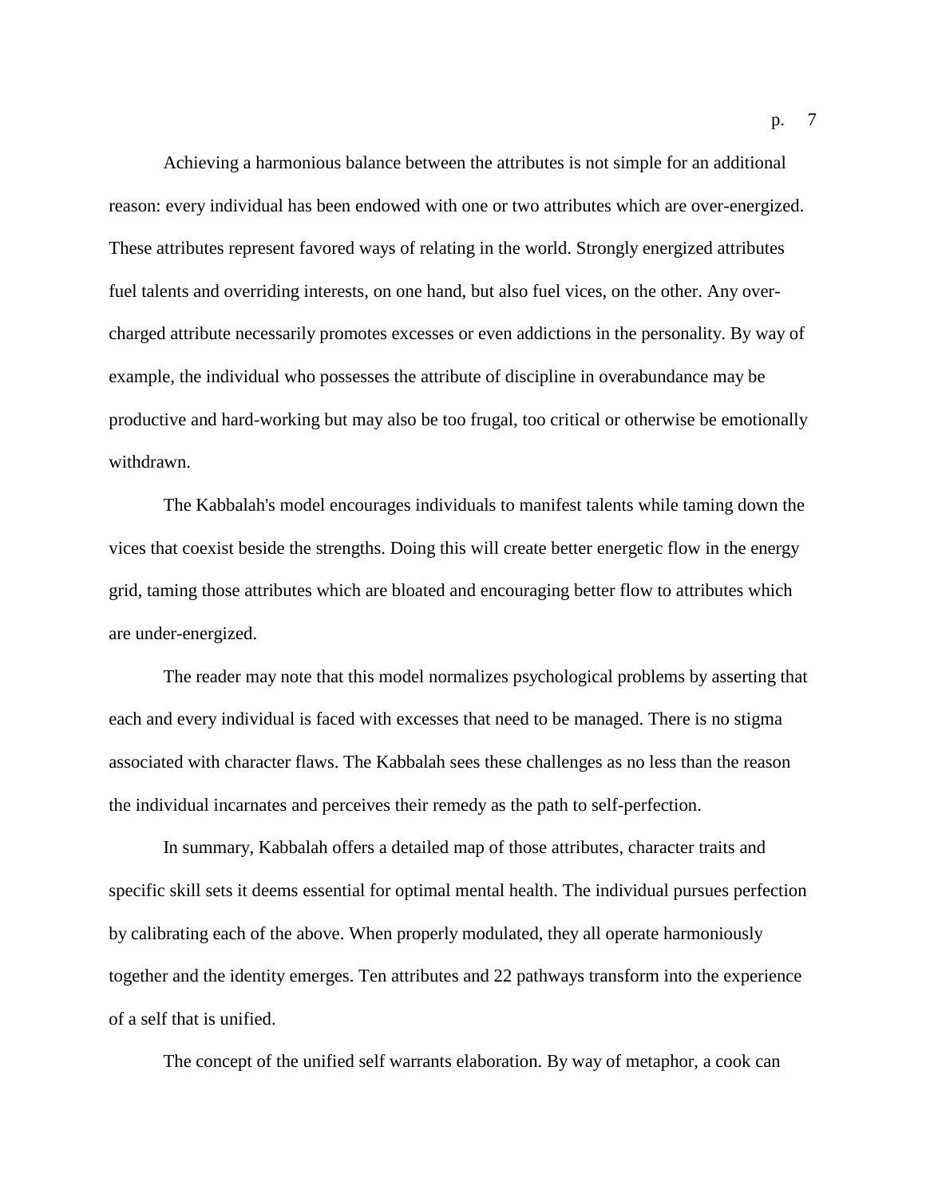Achieving a harmonious balance between the attributes is not simple for an additional reason: every individual has been endowed with one or two attributes which are over-energized. These attributes represent favored ways of relating in the world. Strongly energized attributes fuel talents and overriding interests, on one hand, but also fuel vices, on the other. Any over-charged attribute necessarily promotes excesses or even addictions in the personality. By way of example, the individual who possesses the attribute of discipline in overabundance may be productive and hard-working but may also be too frugal, too critical or otherwise be emotionally withdrawn.

The Kabbalah's model encourages individuals to manifest talents while taming down the vices that coexist beside the strengths. Doing this will create better energetic flow in the energy grid, taming those attributes which are bloated and encouraging better flow to attributes which are under-energized.

The reader may note that this model normalizes psychological problems by asserting that each and every individual is faced with excesses that need to be managed. There is no stigma associated with character flaws. The Kabbalah sees these challenges as no less than the reason the individual incarnates and perceives their remedy as the path to self-perfection.

In summary, Kabbalah offers a detailed map of those attributes, character traits and specific skill sets it deems essential for optimal mental health. The individual pursues perfection by calibrating each of the above. When properly modulated, they all operate harmoniously together and the identity emerges. Ten attributes and 22 pathways transform into the experience of a self that is unified.

The concept of the unified self warrants elaboration. By way of metaphor, a cook can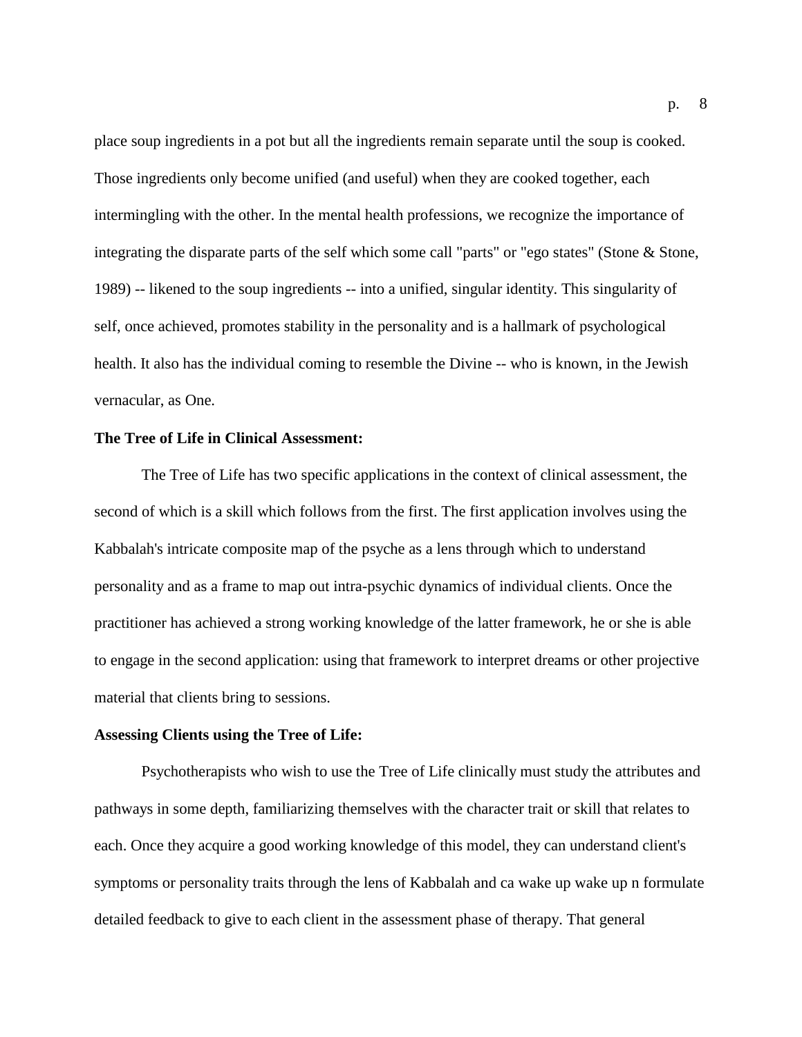place soup ingredients in a pot but all the ingredients remain separate until the soup is cooked. Those ingredients only become unified (and useful) when they are cooked together, each intermingling with the other. In the mental health professions, we recognize the importance of integrating the disparate parts of the self which some call "parts" or "ego states" (Stone & Stone, 1989) -- likened to the soup ingredients -- into a unified, singular identity. This singularity of self, once achieved, promotes stability in the personality and is a hallmark of psychological health. It also has the individual coming to resemble the Divine -- who is known, in the Jewish vernacular, as One.

**The Tree of Life in Clinical Assessment:**

The Tree of Life has two specific applications in the context of clinical assessment, the second of which is a skill which follows from the first. The first application involves using the Kabbalah's intricate composite map of the psyche as a lens through which to understand personality and as a frame to map out intra-psychic dynamics of individual clients. Once the practitioner has achieved a strong working knowledge of the latter framework, he or she is able to engage in the second application: using that framework to interpret dreams or other projective material that clients bring to sessions.

**Assessing Clients using the Tree of Life:**

Psychotherapists who wish to use the Tree of Life clinically must study the attributes and pathways in some depth, familiarizing themselves with the character trait or skill that relates to each. Once they acquire a good working knowledge of this model, they can understand client's symptoms or personality traits through the lens of Kabbalah and ca wake up wake up n formulate detailed feedback to give to each client in the assessment phase of therapy. That general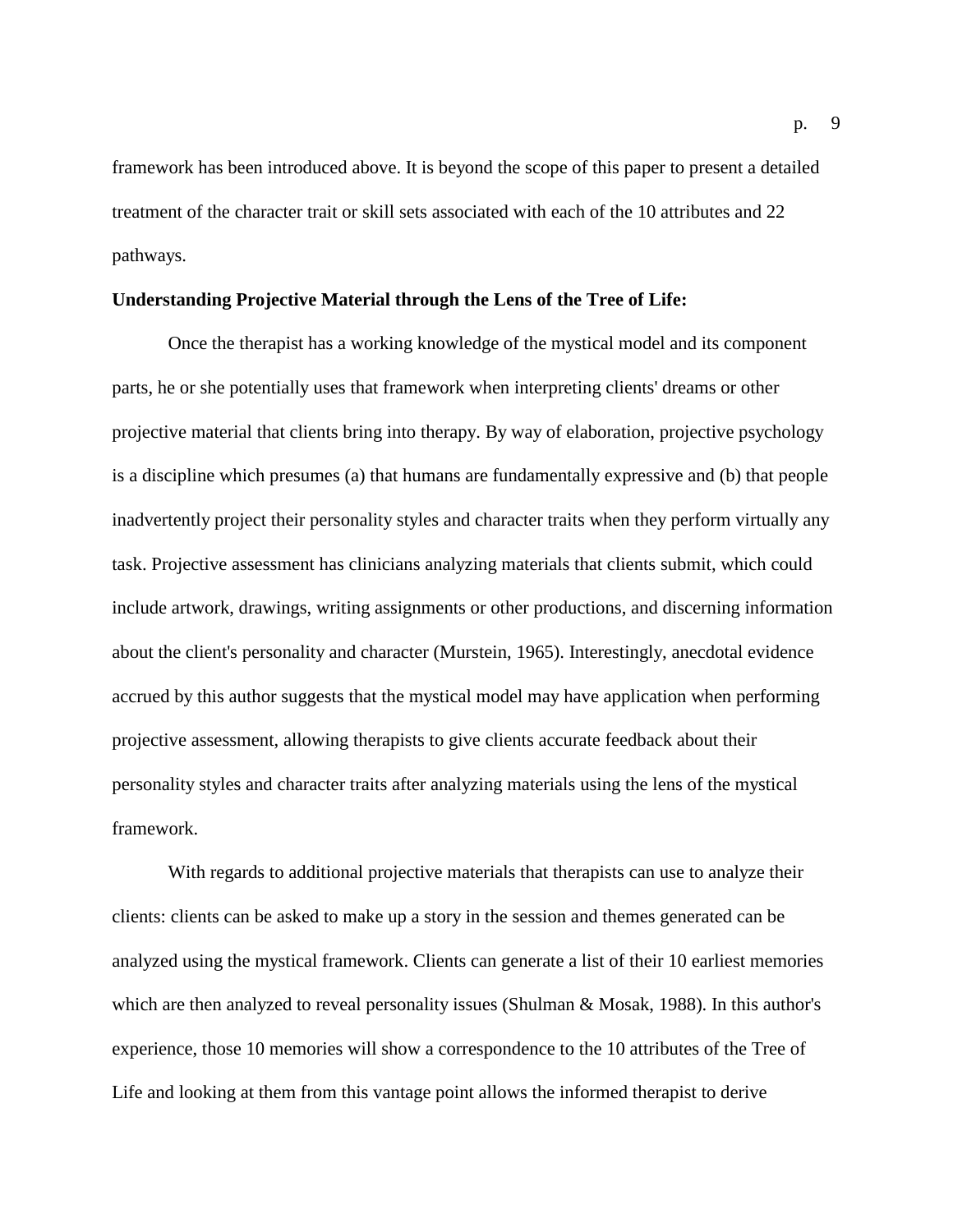framework has been introduced above. It is beyond the scope of this paper to present a detailed treatment of the character trait or skill sets associated with each of the 10 attributes and 22 pathways.

**Understanding Projective Material through the Lens of the Tree of Life:**

Once the therapist has a working knowledge of the mystical model and its component parts, he or she potentially uses that framework when interpreting clients' dreams or other projective material that clients bring into therapy. By way of elaboration, projective psychology is a discipline which presumes (a) that humans are fundamentally expressive and (b) that people inadvertently project their personality styles and character traits when they perform virtually any task. Projective assessment has clinicians analyzing materials that clients submit, which could include artwork, drawings, writing assignments or other productions, and discerning information about the client's personality and character (Murstein, 1965). Interestingly, anecdotal evidence accrued by this author suggests that the mystical model may have application when performing projective assessment, allowing therapists to give clients accurate feedback about their personality styles and character traits after analyzing materials using the lens of the mystical framework.

With regards to additional projective materials that therapists can use to analyze their clients: clients can be asked to make up a story in the session and themes generated can be analyzed using the mystical framework. Clients can generate a list of their 10 earliest memories which are then analyzed to reveal personality issues (Shulman & Mosak, 1988). In this author's experience, those 10 memories will show a correspondence to the 10 attributes of the Tree of Life and looking at them from this vantage point allows the informed therapist to derive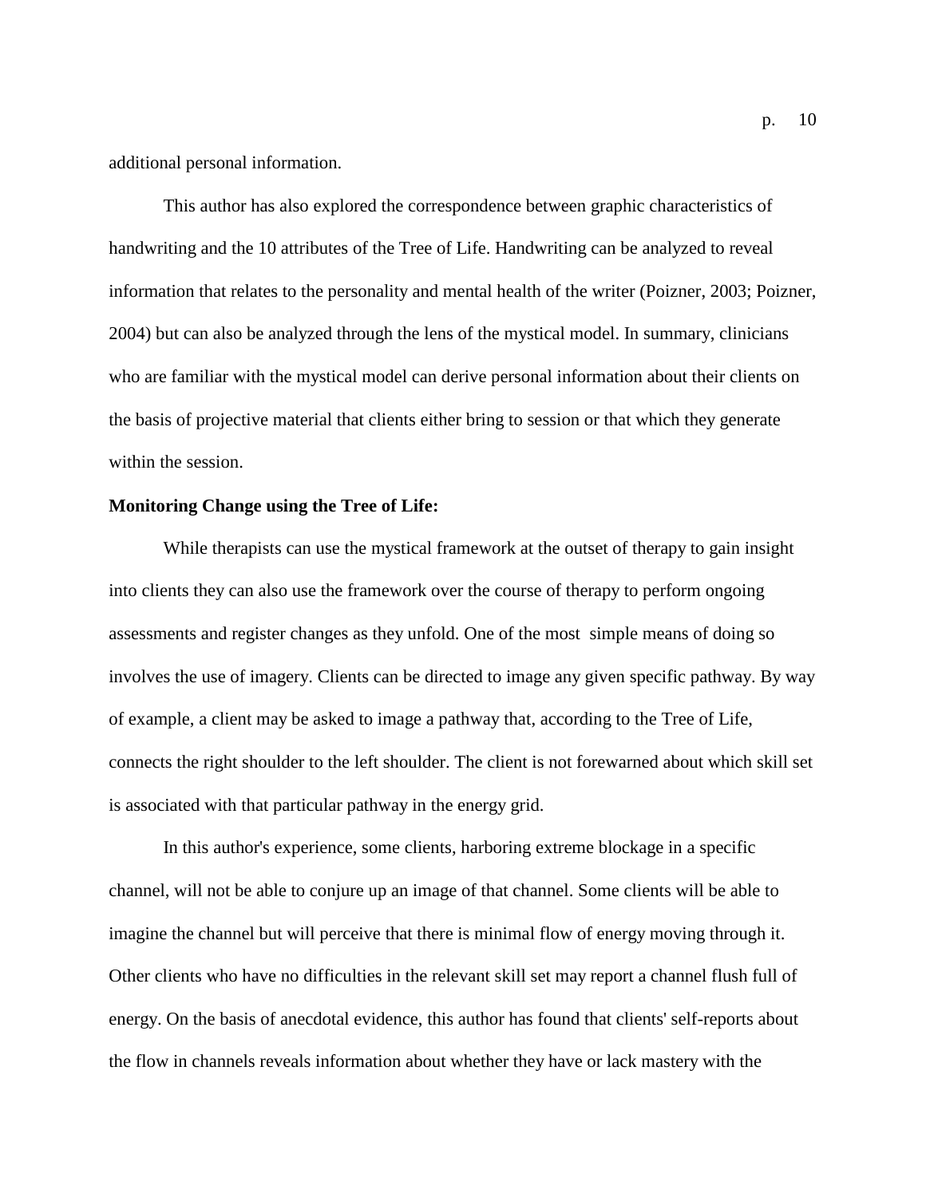additional personal information.

This author has also explored the correspondence between graphic characteristics of handwriting and the 10 attributes of the Tree of Life. Handwriting can be analyzed to reveal information that relates to the personality and mental health of the writer (Poizner, 2003; Poizner, 2004) but can also be analyzed through the lens of the mystical model. In summary, clinicians who are familiar with the mystical model can derive personal information about their clients on the basis of projective material that clients either bring to session or that which they generate within the session.

**Monitoring Change using the Tree of Life:**

While therapists can use the mystical framework at the outset of therapy to gain insight into clients they can also use the framework over the course of therapy to perform ongoing assessments and register changes as they unfold. One of the most simple means of doing so involves the use of imagery. Clients can be directed to image any given specific pathway. By way of example, a client may be asked to image a pathway that, according to the Tree of Life, connects the right shoulder to the left shoulder. The client is not forewarned about which skill set is associated with that particular pathway in the energy grid.

In this author's experience, some clients, harboring extreme blockage in a specific channel, will not be able to conjure up an image of that channel. Some clients will be able to imagine the channel but will perceive that there is minimal flow of energy moving through it. Other clients who have no difficulties in the relevant skill set may report a channel flush full of energy. On the basis of anecdotal evidence, this author has found that clients' self-reports about the flow in channels reveals information about whether they have or lack mastery with the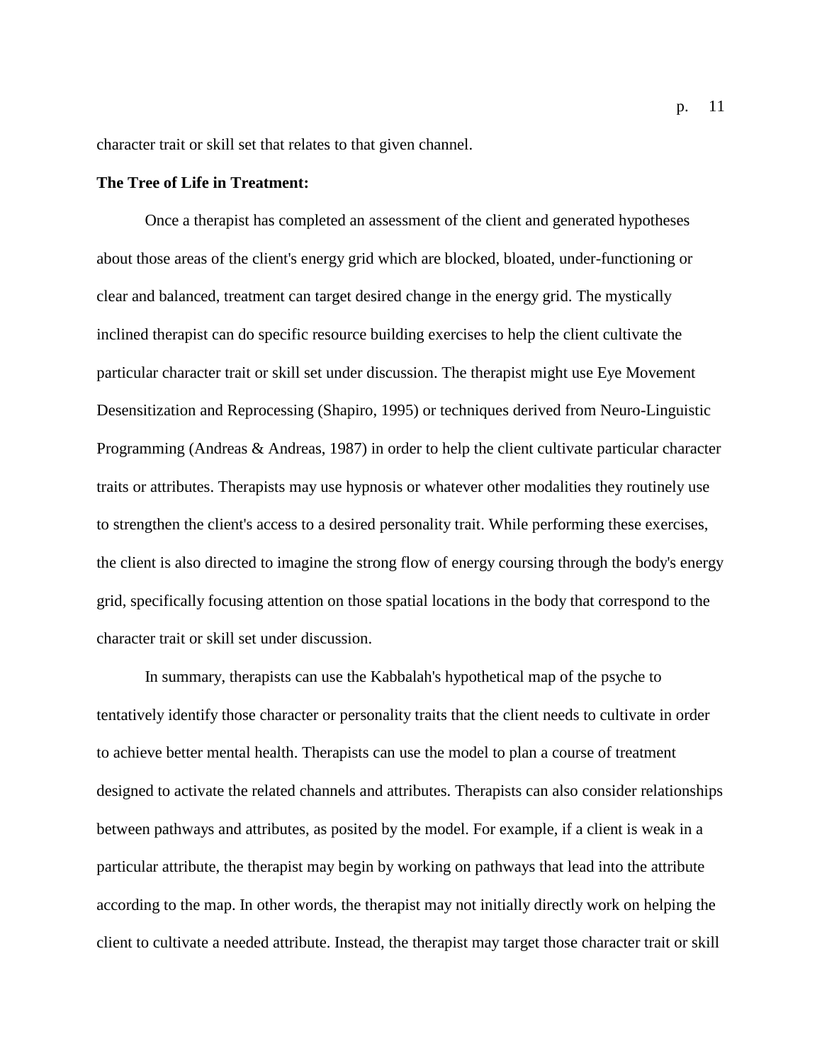character trait or skill set that relates to that given channel.

**The Tree of Life in Treatment:**

Once a therapist has completed an assessment of the client and generated hypotheses about those areas of the client's energy grid which are blocked, bloated, under-functioning or clear and balanced, treatment can target desired change in the energy grid. The mystically inclined therapist can do specific resource building exercises to help the client cultivate the particular character trait or skill set under discussion. The therapist might use Eye Movement Desensitization and Reprocessing (Shapiro, 1995) or techniques derived from Neuro-Linguistic Programming (Andreas & Andreas, 1987) in order to help the client cultivate particular character traits or attributes. Therapists may use hypnosis or whatever other modalities they routinely use to strengthen the client's access to a desired personality trait. While performing these exercises, the client is also directed to imagine the strong flow of energy coursing through the body's energy grid, specifically focusing attention on those spatial locations in the body that correspond to the character trait or skill set under discussion.

In summary, therapists can use the Kabbalah's hypothetical map of the psyche to tentatively identify those character or personality traits that the client needs to cultivate in order to achieve better mental health. Therapists can use the model to plan a course of treatment designed to activate the related channels and attributes. Therapists can also consider relationships between pathways and attributes, as posited by the model. For example, if a client is weak in a particular attribute, the therapist may begin by working on pathways that lead into the attribute according to the map. In other words, the therapist may not initially directly work on helping the client to cultivate a needed attribute. Instead, the therapist may target those character trait or skill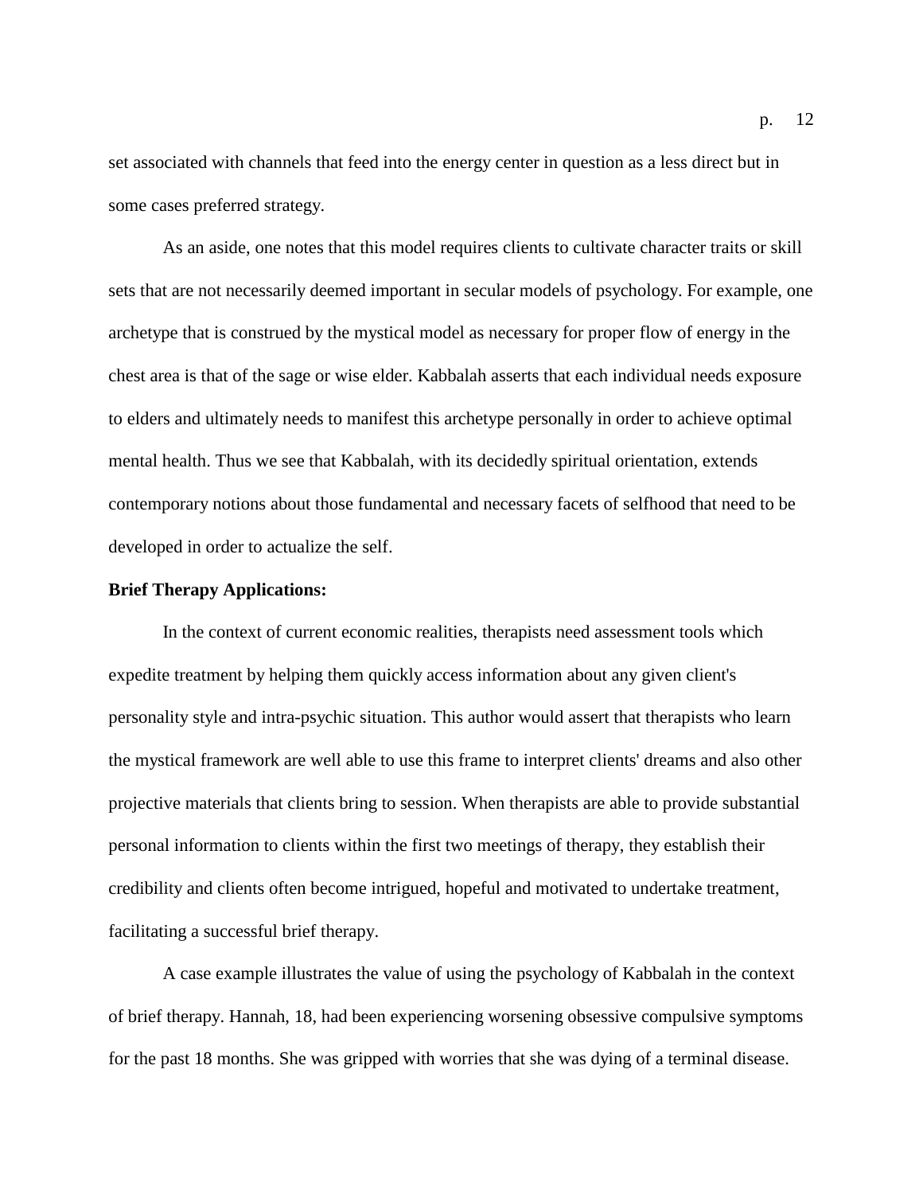set associated with channels that feed into the energy center in question as a less direct but in some cases preferred strategy.

As an aside, one notes that this model requires clients to cultivate character traits or skill sets that are not necessarily deemed important in secular models of psychology. For example, one archetype that is construed by the mystical model as necessary for proper flow of energy in the chest area is that of the sage or wise elder. Kabbalah asserts that each individual needs exposure to elders and ultimately needs to manifest this archetype personally in order to achieve optimal mental health. Thus we see that Kabbalah, with its decidedly spiritual orientation, extends contemporary notions about those fundamental and necessary facets of selfhood that need to be developed in order to actualize the self.

**Brief Therapy Applications:**

In the context of current economic realities, therapists need assessment tools which expedite treatment by helping them quickly access information about any given client's personality style and intra-psychic situation. This author would assert that therapists who learn the mystical framework are well able to use this frame to interpret clients' dreams and also other projective materials that clients bring to session. When therapists are able to provide substantial personal information to clients within the first two meetings of therapy, they establish their credibility and clients often become intrigued, hopeful and motivated to undertake treatment, facilitating a successful brief therapy.

A case example illustrates the value of using the psychology of Kabbalah in the context of brief therapy. Hannah, 18, had been experiencing worsening obsessive compulsive symptoms for the past 18 months. She was gripped with worries that she was dying of a terminal disease.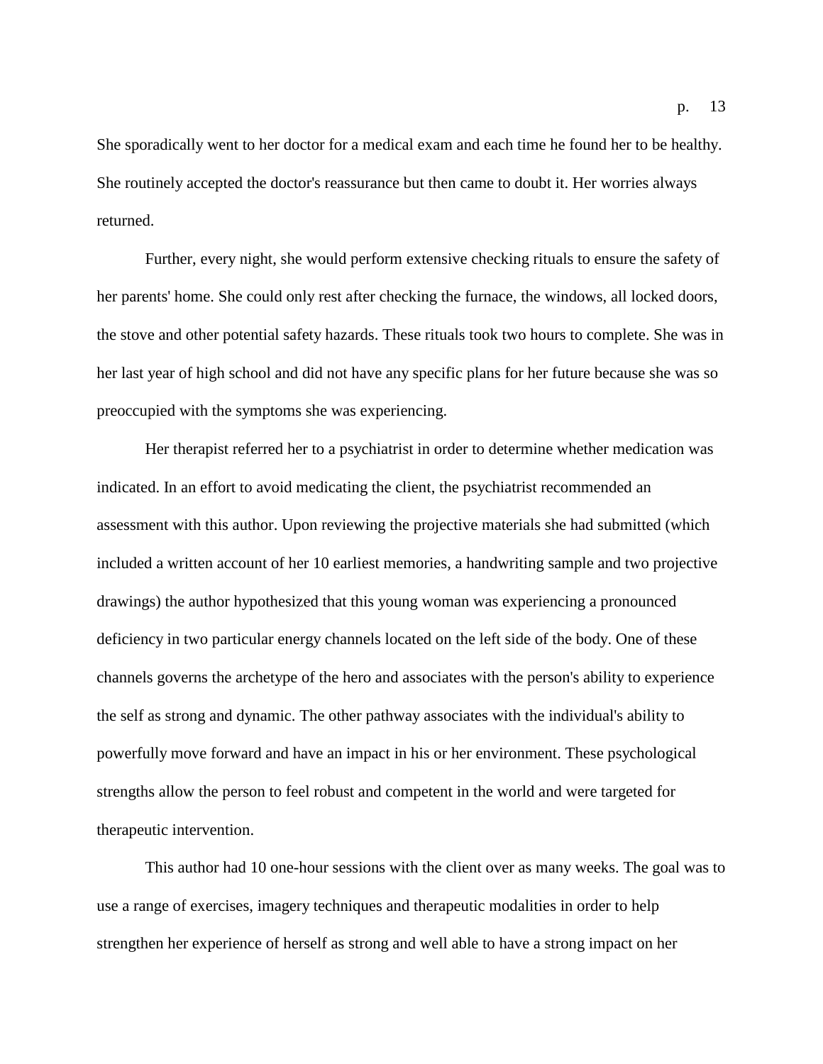She sporadically went to her doctor for a medical exam and each time he found her to be healthy. She routinely accepted the doctor's reassurance but then came to doubt it. Her worries always returned.

Further, every night, she would perform extensive checking rituals to ensure the safety of her parents' home. She could only rest after checking the furnace, the windows, all locked doors, the stove and other potential safety hazards. These rituals took two hours to complete. She was in her last year of high school and did not have any specific plans for her future because she was so preoccupied with the symptoms she was experiencing.

Her therapist referred her to a psychiatrist in order to determine whether medication was indicated. In an effort to avoid medicating the client, the psychiatrist recommended an assessment with this author. Upon reviewing the projective materials she had submitted (which included a written account of her 10 earliest memories, a handwriting sample and two projective drawings) the author hypothesized that this young woman was experiencing a pronounced deficiency in two particular energy channels located on the left side of the body. One of these channels governs the archetype of the hero and associates with the person's ability to experience the self as strong and dynamic. The other pathway associates with the individual's ability to powerfully move forward and have an impact in his or her environment. These psychological strengths allow the person to feel robust and competent in the world and were targeted for therapeutic intervention.

This author had 10 one-hour sessions with the client over as many weeks. The goal was to use a range of exercises, imagery techniques and therapeutic modalities in order to help strengthen her experience of herself as strong and well able to have a strong impact on her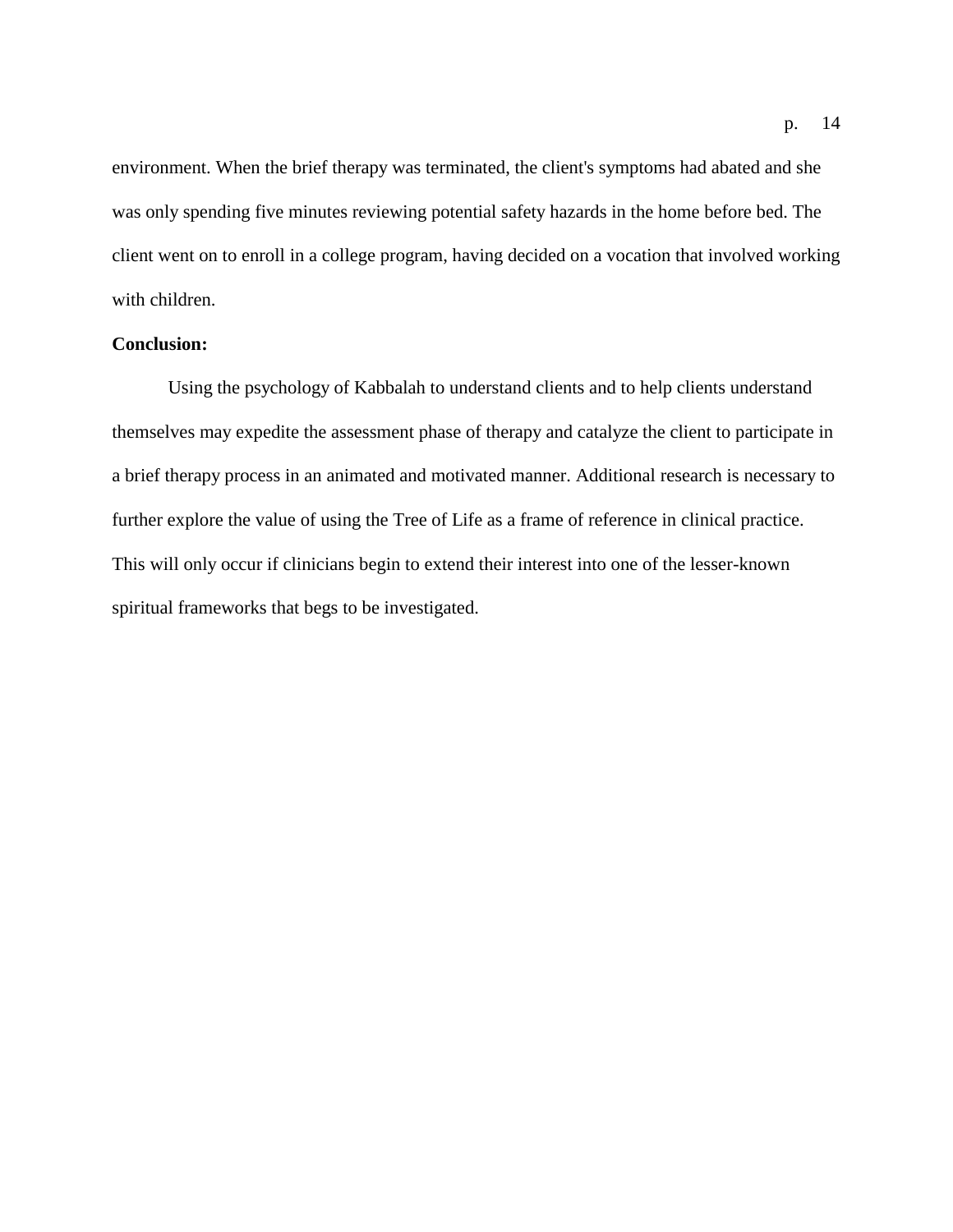environment. When the brief therapy was terminated, the client's symptoms had abated and she was only spending five minutes reviewing potential safety hazards in the home before bed. The client went on to enroll in a college program, having decided on a vocation that involved working with children.

**Conclusion:**

Using the psychology of Kabbalah to understand clients and to help clients understand themselves may expedite the assessment phase of therapy and catalyze the client to participate in a brief therapy process in an animated and motivated manner. Additional research is necessary to further explore the value of using the Tree of Life as a frame of reference in clinical practice. This will only occur if clinicians begin to extend their interest into one of the lesser-known spiritual frameworks that begs to be investigated.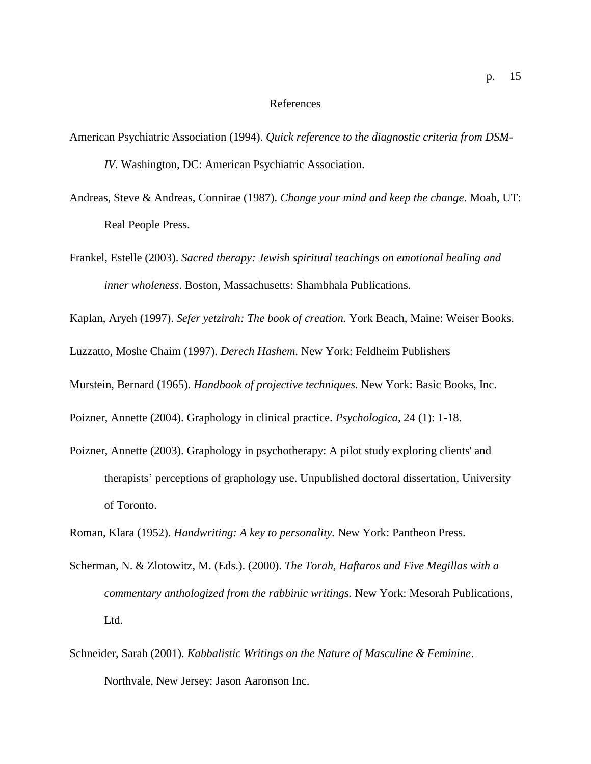# References

American Psychiatric Association (1994). *Quick reference to the diagnostic criteria from DSM-IV*. Washington, DC: American Psychiatric Association.

Andreas, Steve & Andreas, Connirae (1987). *Change your mind and keep the change*. Moab, UT: Real People Press.

Frankel, Estelle (2003). *Sacred therapy: Jewish spiritual teachings on emotional healing and inner wholeness*. Boston, Massachusetts: Shambhala Publications.

Kaplan, Aryeh (1997). *Sefer yetzirah: The book of creation.* York Beach, Maine: Weiser Books.

Luzzatto, Moshe Chaim (1997). *Derech Hashem*. New York: Feldheim Publishers

Murstein, Bernard (1965). *Handbook of projective techniques*. New York: Basic Books, Inc.

Poizner, Annette (2004). Graphology in clinical practice. *Psychologica*, 24 (1): 1-18.

Poizner, Annette (2003). Graphology in psychotherapy: A pilot study exploring clients' and therapists' perceptions of graphology use. Unpublished doctoral dissertation, University of Toronto.

Roman, Klara (1952). *Handwriting: A key to personality.* New York: Pantheon Press.

Scherman, N. & Zlotowitz, M. (Eds.). (2000). *The Torah, Haftaros and Five Megillas with a commentary anthologized from the rabbinic writings.* New York: Mesorah Publications, Ltd.

Schneider, Sarah (2001). *Kabbalistic Writings on the Nature of Masculine & Feminine*. Northvale, New Jersey: Jason Aaronson Inc.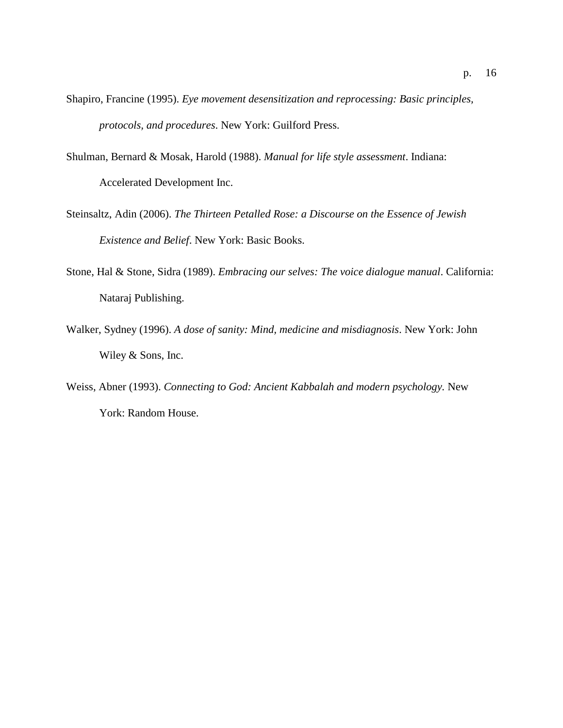Shapiro, Francine (1995). *Eye movement desensitization and reprocessing: Basic principles, protocols, and procedures*. New York: Guilford Press.

Shulman, Bernard & Mosak, Harold (1988). *Manual for life style assessment*. Indiana: Accelerated Development Inc.

Steinsaltz, Adin (2006). *The Thirteen Petalled Rose: a Discourse on the Essence of Jewish Existence and Belief*. New York: Basic Books.

Stone, Hal & Stone, Sidra (1989). *Embracing our selves: The voice dialogue manual*. California: Nataraj Publishing.

Walker, Sydney (1996). *A dose of sanity: Mind, medicine and misdiagnosis*. New York: John Wiley & Sons, Inc.

Weiss, Abner (1993). *Connecting to God: Ancient Kabbalah and modern psychology.* New York: Random House.